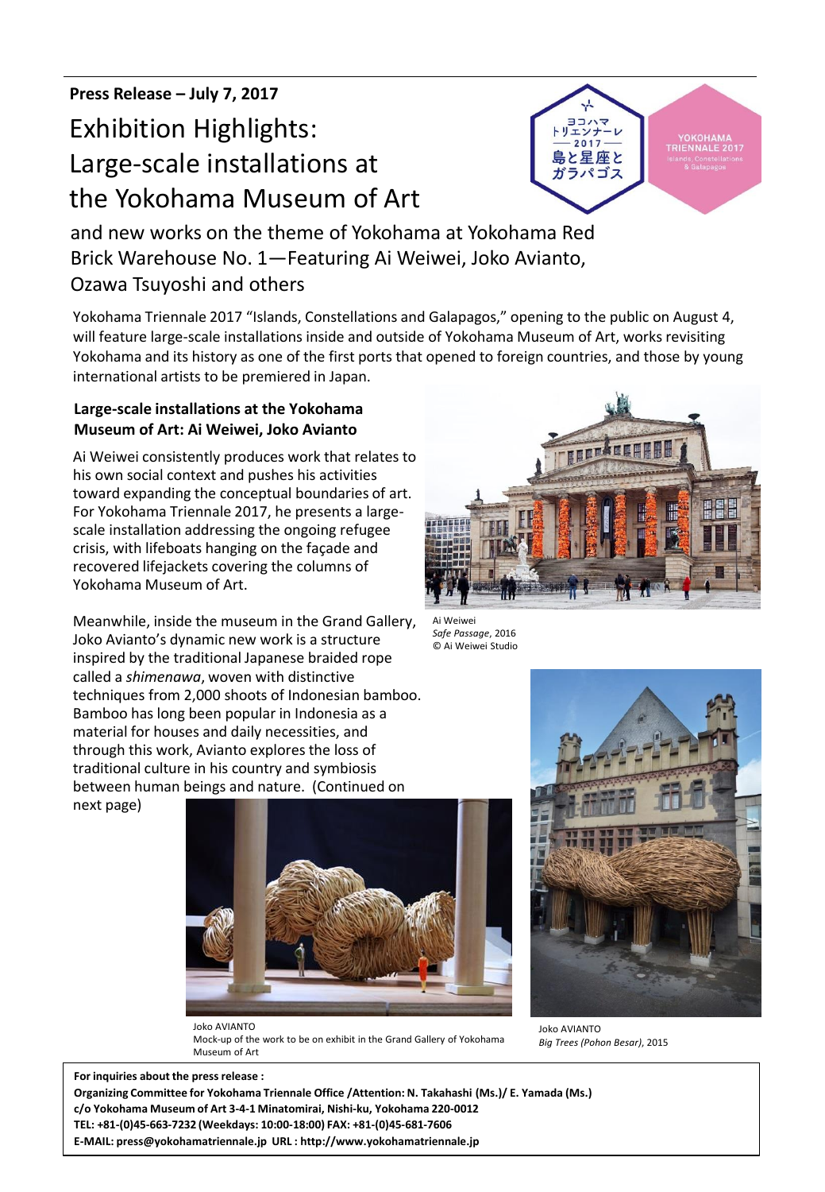**Press Release – July 7, 2017**

# Exhibition Highlights: Large-scale installations at the Yokohama Museum of Art

## and new works on the theme of Yokohama at Yokohama Red Brick Warehouse No. 1—Featuring Ai Weiwei, Joko Avianto, Ozawa Tsuyoshi and others

Yokohama Triennale 2017 "Islands, Constellations and Galapagos," opening to the public on August 4, will feature large-scale installations inside and outside of Yokohama Museum of Art, works revisiting Yokohama and its history as one of the first ports that opened to foreign countries, and those by young international artists to be premiered in Japan.

### Large-scale installations at the Yokohama Museum of Art: Ai Weiwei, Joko Avianto

Ai Weiwei consistently produces work that relates to his own social context and pushes his activities toward expanding the conceptual boundaries of art. For Yokohama Triennale 2017, he presents a large-scale installation addressing the ongoing refugee crisis, with lifeboats hanging on the façade and recovered lifejackets covering the columns of Yokohama Museum of Art.

Ai Weiwei
*Safe Passage*, 2016
© Ai Weiwei Studio

Meanwhile, inside the museum in the Grand Gallery, Joko Avianto's dynamic new work is a structure inspired by the traditional Japanese braided rope called a *shimenawa*, woven with distinctive techniques from 2,000 shoots of Indonesian bamboo. Bamboo has long been popular in Indonesia as a material for houses and daily necessities, and through this work, Avianto explores the loss of traditional culture in his country and symbiosis between human beings and nature. (Continued on next page)

Joko AVIANTO
Mock-up of the work to be on exhibit in the Grand Gallery of Yokohama Museum of Art

Joko AVIANTO
*Big Trees (Pohon Besar)*, 2015

**For inquiries about the press release :**
**Organizing Committee for Yokohama Triennale Office /Attention: N. Takahashi (Ms.)/ E. Yamada (Ms.)**
**c/o Yokohama Museum of Art 3-4-1 Minatomirai, Nishi-ku, Yokohama 220-0012**
**TEL: +81-(0)45-663-7232 (Weekdays: 10:00-18:00) FAX: +81-(0)45-681-7606**
**E-MAIL: press@yokohamatriennale.jp URL : http://www.yokohamatriennale.jp**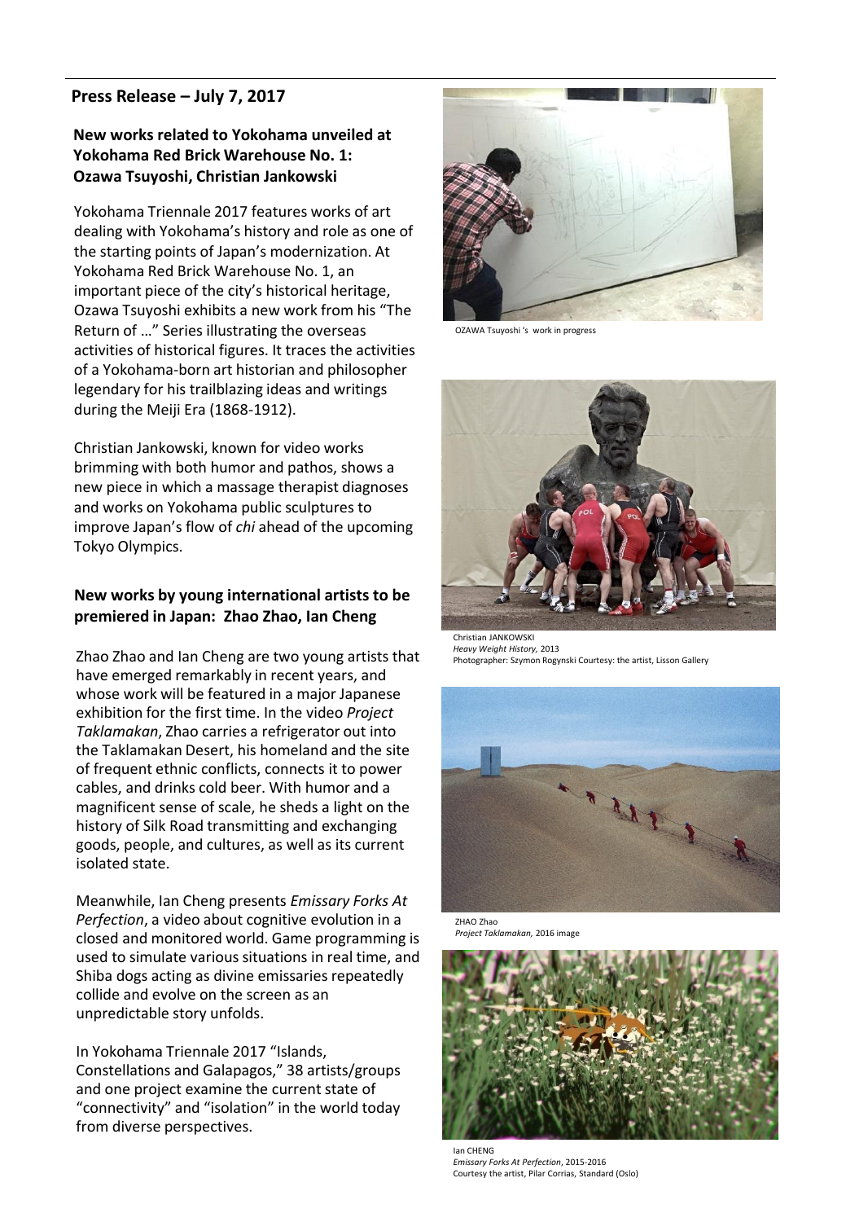**Press Release – July 7, 2017**

## New works related to Yokohama unveiled at Yokohama Red Brick Warehouse No. 1: Ozawa Tsuyoshi, Christian Jankowski

Yokohama Triennale 2017 features works of art dealing with Yokohama's history and role as one of the starting points of Japan's modernization. At Yokohama Red Brick Warehouse No. 1, an important piece of the city's historical heritage, Ozawa Tsuyoshi exhibits a new work from his "The Return of …" Series illustrating the overseas activities of historical figures. It traces the activities of a Yokohama-born art historian and philosopher legendary for his trailblazing ideas and writings during the Meiji Era (1868-1912).

Christian Jankowski, known for video works brimming with both humor and pathos, shows a new piece in which a massage therapist diagnoses and works on Yokohama public sculptures to improve Japan's flow of *chi* ahead of the upcoming Tokyo Olympics.

## New works by young international artists to be premiered in Japan: Zhao Zhao, Ian Cheng

Zhao Zhao and Ian Cheng are two young artists that have emerged remarkably in recent years, and whose work will be featured in a major Japanese exhibition for the first time. In the video *Project Taklamakan*, Zhao carries a refrigerator out into the Taklamakan Desert, his homeland and the site of frequent ethnic conflicts, connects it to power cables, and drinks cold beer. With humor and a magnificent sense of scale, he sheds a light on the history of Silk Road transmitting and exchanging goods, people, and cultures, as well as its current isolated state.

Meanwhile, Ian Cheng presents *Emissary Forks At Perfection*, a video about cognitive evolution in a closed and monitored world. Game programming is used to simulate various situations in real time, and Shiba dogs acting as divine emissaries repeatedly collide and evolve on the screen as an unpredictable story unfolds.

In Yokohama Triennale 2017 "Islands, Constellations and Galapagos," 38 artists/groups and one project examine the current state of "connectivity" and "isolation" in the world today from diverse perspectives.

OZAWA Tsuyoshi 's work in progress

Christian JANKOWSKI
*Heavy Weight History*, 2013
Photographer: Szymon Rogynski Courtesy: the artist, Lisson Gallery

ZHAO Zhao
*Project Taklamakan*, 2016 image

Ian CHENG
*Emissary Forks At Perfection*, 2015-2016
Courtesy the artist, Pilar Corrias, Standard (Oslo)